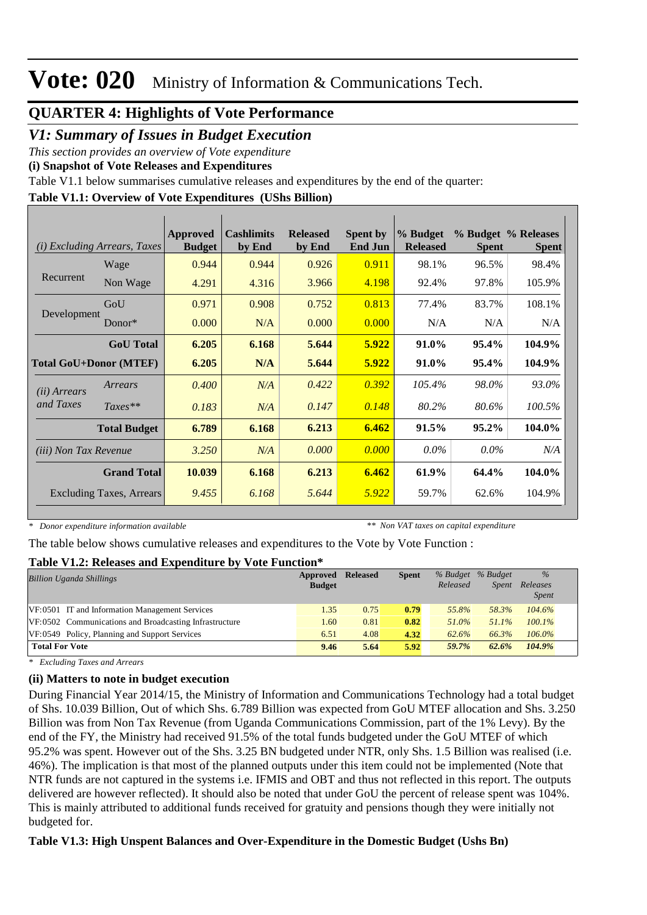# Vote: 020 Ministry of Information & Communications Tech.

## QUARTER 4: Highlights of Vote Performance

### *V1: Summary of Issues in Budget Execution*

*This section provides an overview of Vote expenditure*

**(i) Snapshot of Vote Releases and Expenditures**

Table V1.1 below summarises cumulative releases and expenditures by the end of the quarter:

**Table V1.1: Overview of Vote Expenditures (UShs Billion)**

| *(i) Excluding Arrears, Taxes* | | Approved Budget | Cashlimits by End | Released by End | Spent by End Jun | % Budget Released | % Budget Spent | % Releases Spent |
|---|---|---|---|---|---|---|---|---|
| Recurrent | Wage | 0.944 | 0.944 | 0.926 | 0.911 | 98.1% | 96.5% | 98.4% |
| | Non Wage | 4.291 | 4.316 | 3.966 | 4.198 | 92.4% | 97.8% | 105.9% |
| Development | GoU | 0.971 | 0.908 | 0.752 | 0.813 | 77.4% | 83.7% | 108.1% |
| | Donor* | 0.000 | N/A | 0.000 | 0.000 | N/A | N/A | N/A |
| | **GoU Total** | **6.205** | **6.168** | **5.644** | **5.922** | **91.0%** | **95.4%** | **104.9%** |
| **Total GoU+Donor (MTEF)** | | **6.205** | **N/A** | **5.644** | **5.922** | **91.0%** | **95.4%** | **104.9%** |
| *(ii) Arrears and Taxes* | *Arrears* | *0.400* | *N/A* | *0.422* | *0.392* | *105.4%* | *98.0%* | *93.0%* |
| | *Taxes*** | *0.183* | *N/A* | *0.147* | *0.148* | *80.2%* | *80.6%* | *100.5%* |
| | **Total Budget** | **6.789** | **6.168** | **6.213** | **6.462** | **91.5%** | **95.2%** | **104.0%** |
| *(iii) Non Tax Revenue* | | *3.250* | *N/A* | *0.000* | *0.000* | *0.0%* | *0.0%* | *N/A* |
| | **Grand Total** | **10.039** | **6.168** | **6.213** | **6.462** | **61.9%** | **64.4%** | **104.0%** |
| Excluding Taxes, Arrears | | *9.455* | *6.168* | *5.644* | *5.922* | 59.7% | 62.6% | 104.9% |

*\* Donor expenditure information available* — *\*\* Non VAT taxes on capital expenditure*

The table below shows cumulative releases and expenditures to the Vote by Vote Function :

**Table V1.2: Releases and Expenditure by Vote Function***

| *Billion Uganda Shillings* | Approved Budget | Released | Spent | *% Budget Released* | *% Budget Spent* | *% Releases Spent* |
|---|---|---|---|---|---|---|
| VF:0501 IT and Information Management Services | 1.35 | 0.75 | 0.79 | 55.8% | 58.3% | 104.6% |
| VF:0502 Communications and Broadcasting Infrastructure | 1.60 | 0.81 | 0.82 | 51.0% | 51.1% | 100.1% |
| VF:0549 Policy, Planning and Support Services | 6.51 | 4.08 | 4.32 | 62.6% | 66.3% | 106.0% |
| **Total For Vote** | **9.46** | **5.64** | **5.92** | ***59.7%*** | ***62.6%*** | ***104.9%*** |

*\* Excluding Taxes and Arrears*

**(ii) Matters to note in budget execution**

During Financial Year 2014/15, the Ministry of Information and Communications Technology had a total budget of Shs. 10.039 Billion, Out of which Shs. 6.789 Billion was expected from GoU MTEF allocation and Shs. 3.250 Billion was from Non Tax Revenue (from Uganda Communications Commission, part of the 1% Levy). By the end of the FY, the Ministry had received 91.5% of the total funds budgeted under the GoU MTEF of which 95.2% was spent. However out of the Shs. 3.25 BN budgeted under NTR, only Shs. 1.5 Billion was realised (i.e. 46%). The implication is that most of the planned outputs under this item could not be implemented (Note that NTR funds are not captured in the systems i.e. IFMIS and OBT and thus not reflected in this report. The outputs delivered are however reflected). It should also be noted that under GoU the percent of release spent was 104%. This is mainly attributed to additional funds received for gratuity and pensions though they were initially not budgeted for.

**Table V1.3: High Unspent Balances and Over-Expenditure in the Domestic Budget (Ushs Bn)**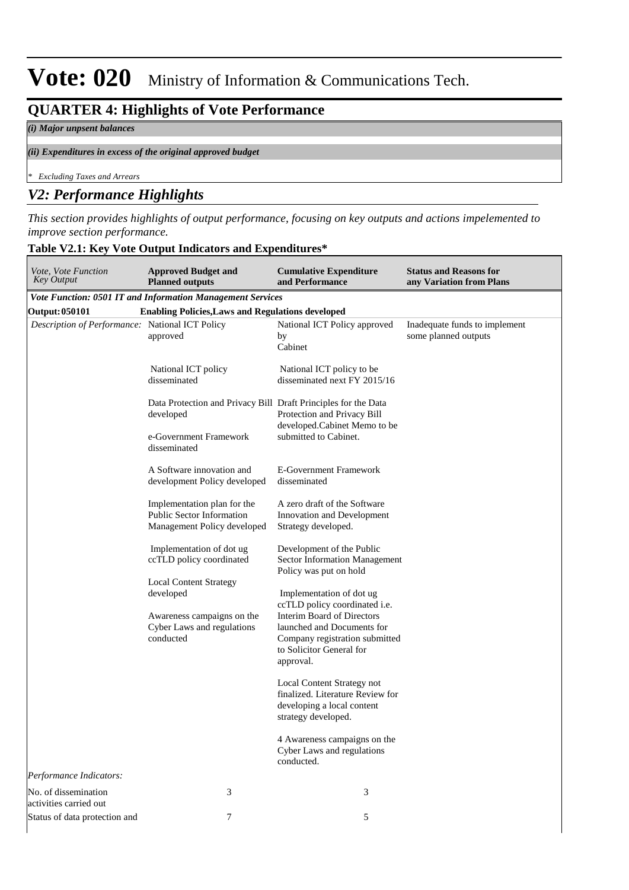# Vote: 020 Ministry of Information & Communications Tech.

## QUARTER 4: Highlights of Vote Performance

*(i) Major unpsent balances*

*(ii) Expenditures in excess of the original approved budget*

*\* Excluding Taxes and Arrears*

## *V2: Performance Highlights*

*This section provides highlights of output performance, focusing on key outputs and actions impelemented to improve section performance.*

**Table V2.1: Key Vote Output Indicators and Expenditures***

| *Vote, Vote Function Key Output* | **Approved Budget and Planned outputs** | **Cumulative Expenditure and Performance** | **Status and Reasons for any Variation from Plans** |
|---|---|---|---|
| ***Vote Function: 0501 IT and Information Management Services*** | | | |
| **Output: 050101** | **Enabling Policies,Laws and Regulations developed** | | |
| *Description of Performance:* | National ICT Policy approved<br><br>National ICT policy disseminated<br><br>Data Protection and Privacy Bill developed<br><br>e-Government Framework disseminated<br><br>A Software innovation and development Policy developed<br><br>Implementation plan for the Public Sector Information Management Policy developed<br><br>Implementation of dot ug ccTLD policy coordinated<br><br>Local Content Strategy developed<br><br>Awareness campaigns on the Cyber Laws and regulations conducted | National ICT Policy approved by Cabinet<br><br>National ICT policy to be disseminated next FY 2015/16<br><br>Draft Principles for the Data Protection and Privacy Bill developed.Cabinet Memo to be submitted to Cabinet.<br><br>E-Government Framework disseminated<br><br>A zero draft of the Software Innovation and Development Strategy developed.<br><br>Development of the Public Sector Information Management Policy was put on hold<br><br>Implementation of dot ug ccTLD policy coordinated i.e. Interim Board of Directors launched and Documents for Company registration submitted to Solicitor General for approval.<br><br>Local Content Strategy not finalized. Literature Review for developing a local content strategy developed.<br><br>4 Awareness campaigns on the Cyber Laws and regulations conducted. | Inadequate funds to implement some planned outputs |
| *Performance Indicators:* | | | |
| No. of dissemination activities carried out | 3 | 3 | |
| Status of data protection and | 7 | 5 | |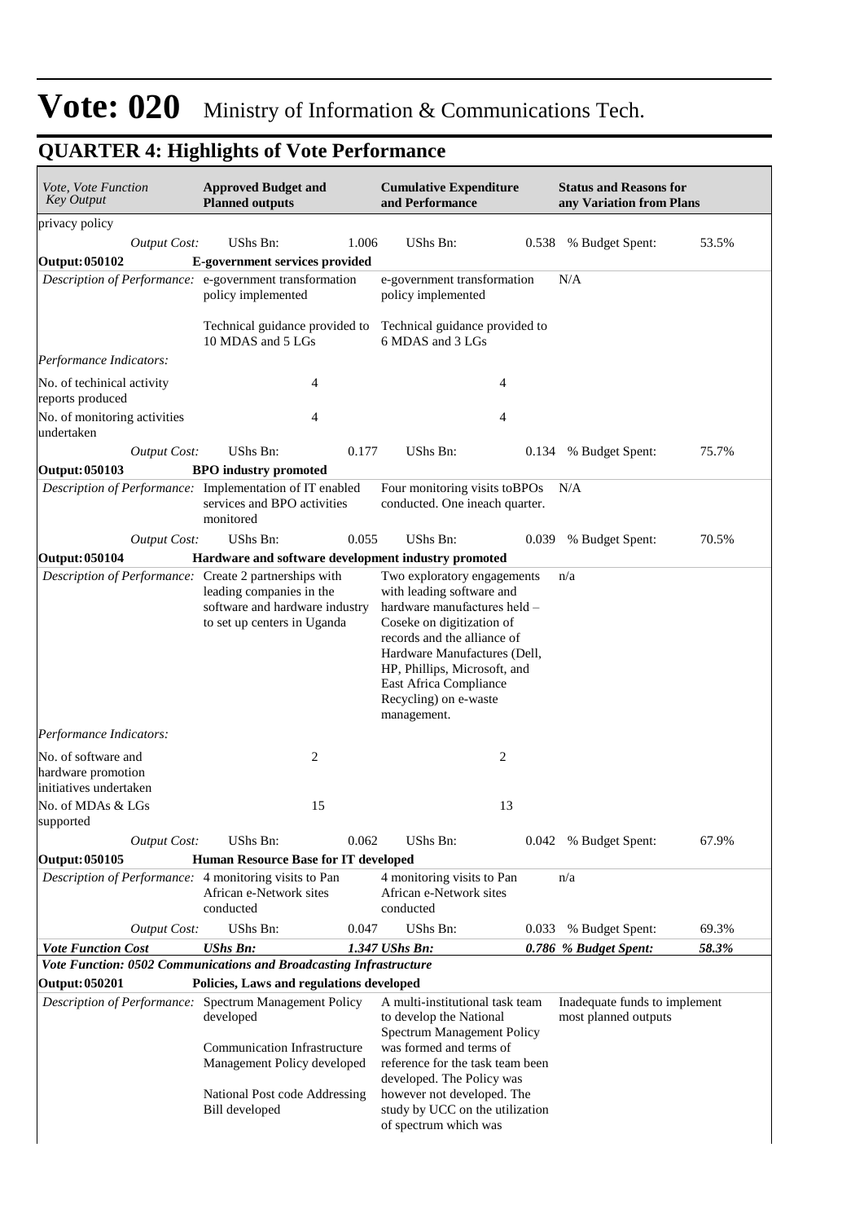# Vote: 020 Ministry of Information & Communications Tech.

## QUARTER 4: Highlights of Vote Performance

| *Vote, Vote Function Key Output* | **Approved Budget and Planned outputs** | | **Cumulative Expenditure and Performance** | | **Status and Reasons for any Variation from Plans** | |
|---|---|---|---|---|---|---|
| privacy policy | | | | | | |
| *Output Cost:* | UShs Bn: | 1.006 | UShs Bn: | 0.538 | % Budget Spent: | 53.5% |
| **Output: 050102** | **E-government services provided** | | | | | |
| *Description of Performance:* | e-government transformation policy implemented<br><br>Technical guidance provided to 10 MDAS and 5 LGs | | e-government transformation policy implemented<br><br>Technical guidance provided to 6 MDAS and 3 LGs | | N/A | |
| *Performance Indicators:* | | | | | | |
| No. of techinical activity reports produced | | 4 | | 4 | | |
| No. of monitoring activities undertaken | | 4 | | 4 | | |
| *Output Cost:* | UShs Bn: | 0.177 | UShs Bn: | 0.134 | % Budget Spent: | 75.7% |
| **Output: 050103** | **BPO industry promoted** | | | | | |
| *Description of Performance:* | Implementation of IT enabled services and BPO activities monitored | | Four monitoring visits toBPOs conducted. One ineach quarter. | | N/A | |
| *Output Cost:* | UShs Bn: | 0.055 | UShs Bn: | 0.039 | % Budget Spent: | 70.5% |
| **Output: 050104** | **Hardware and software development industry promoted** | | | | | |
| *Description of Performance:* | Create 2 partnerships with leading companies in the software and hardware industry to set up centers in Uganda | | Two exploratory engagements with leading software and hardware manufactures held – Coseke on digitization of records and the alliance of Hardware Manufactures (Dell, HP, Phillips, Microsoft, and East Africa Compliance Recycling) on e-waste management. | | n/a | |
| *Performance Indicators:* | | | | | | |
| No. of software and hardware promotion initiatives undertaken | | 2 | | 2 | | |
| No. of MDAs & LGs supported | | 15 | | 13 | | |
| *Output Cost:* | UShs Bn: | 0.062 | UShs Bn: | 0.042 | % Budget Spent: | 67.9% |
| **Output: 050105** | **Human Resource Base for IT developed** | | | | | |
| *Description of Performance:* | 4 monitoring visits to Pan African e-Network sites conducted | | 4 monitoring visits to Pan African e-Network sites conducted | | n/a | |
| *Output Cost:* | UShs Bn: | 0.047 | UShs Bn: | 0.033 | % Budget Spent: | 69.3% |
| ***Vote Function Cost*** | ***UShs Bn:*** | ***1.347*** | ***UShs Bn:*** | ***0.786*** | ***% Budget Spent:*** | ***58.3%*** |
| ***Vote Function: 0502 Communications and Broadcasting Infrastructure*** | | | | | | |
| **Output: 050201** | **Policies, Laws and regulations developed** | | | | | |
| *Description of Performance:* | Spectrum Management Policy developed<br><br>Communication Infrastructure Management Policy developed<br><br>National Post code Addressing Bill developed | | A multi-institutional task team to develop the National Spectrum Management Policy was formed and terms of reference for the task team been developed. The Policy was however not developed. The study by UCC on the utilization of spectrum which was | | Inadequate funds to implement most planned outputs | |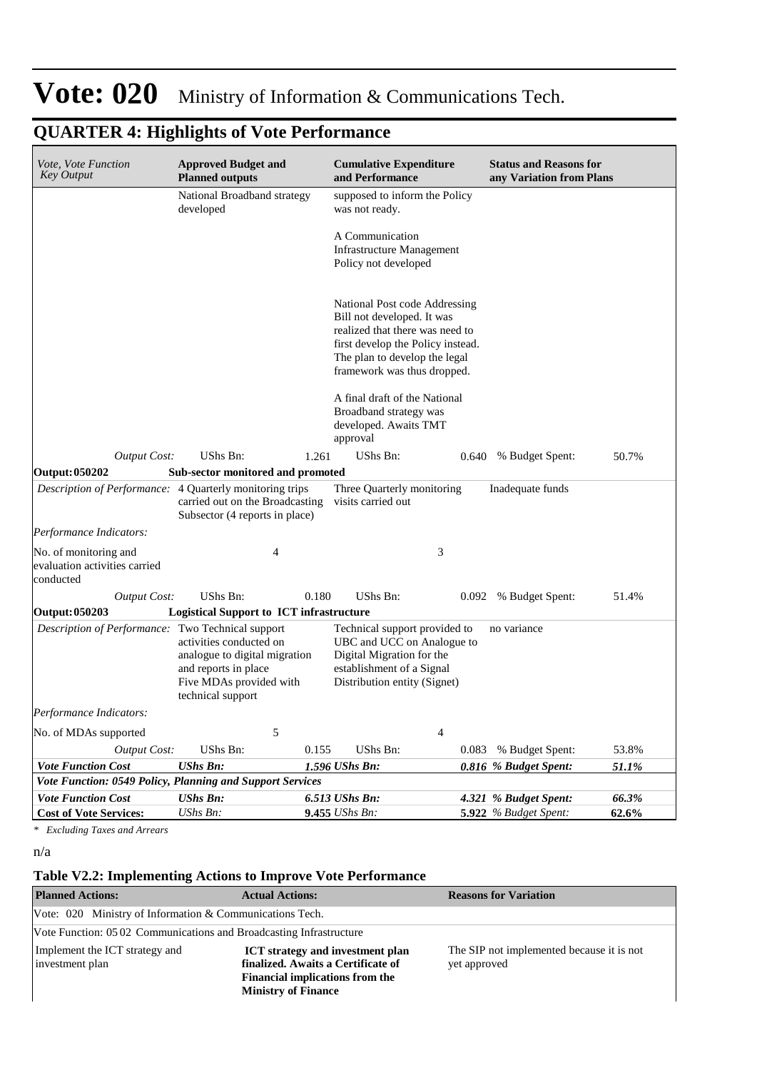# Vote: 020 Ministry of Information & Communications Tech.

## QUARTER 4: Highlights of Vote Performance

| *Vote, Vote Function Key Output* | **Approved Budget and Planned outputs** | | **Cumulative Expenditure and Performance** | | **Status and Reasons for any Variation from Plans** | |
|---|---|---|---|---|---|---|
| | National Broadband strategy developed | | supposed to inform the Policy was not ready.<br><br>A Communication Infrastructure Management Policy not developed<br><br>National Post code Addressing Bill not developed. It was realized that there was need to first develop the Policy instead. The plan to develop the legal framework was thus dropped.<br><br>A final draft of the National Broadband strategy was developed. Awaits TMT approval | | | |
| *Output Cost:* | UShs Bn: | 1.261 | UShs Bn: | 0.640 | % Budget Spent: | 50.7% |
| **Output: 050202** | **Sub-sector monitored and promoted** | | | | | |
| *Description of Performance:* | 4 Quarterly monitoring trips carried out on the Broadcasting Subsector (4 reports in place) | | Three Quarterly monitoring visits carried out | | Inadequate funds | |
| *Performance Indicators:* | | | | | | |
| No. of monitoring and evaluation activities carried conducted | 4 | | 3 | | | |
| *Output Cost:* | UShs Bn: | 0.180 | UShs Bn: | 0.092 | % Budget Spent: | 51.4% |
| **Output: 050203** | **Logistical Support to ICT infrastructure** | | | | | |
| *Description of Performance:* | Two Technical support activities conducted on analogue to digital migration and reports in place<br>Five MDAs provided with technical support | | Technical support provided to UBC and UCC on Analogue to Digital Migration for the establishment of a Signal Distribution entity (Signet) | | no variance | |
| *Performance Indicators:* | | | | | | |
| No. of MDAs supported | 5 | | 4 | | | |
| *Output Cost:* | UShs Bn: | 0.155 | UShs Bn: | 0.083 | % Budget Spent: | 53.8% |
| ***Vote Function Cost*** | ***UShs Bn:*** | ***1.596*** | ***UShs Bn:*** | ***0.816*** | ***% Budget Spent:*** | ***51.1%*** |
| ***Vote Function: 0549 Policy, Planning and Support Services*** | | | | | | |
| ***Vote Function Cost*** | ***UShs Bn:*** | ***6.513*** | ***UShs Bn:*** | ***4.321*** | ***% Budget Spent:*** | ***66.3%*** |
| **Cost of Vote Services:** | *UShs Bn:* | **9.455** | *UShs Bn:* | **5.922** | *% Budget Spent:* | **62.6%** |

*\* Excluding Taxes and Arrears*

n/a

### Table V2.2: Implementing Actions to Improve Vote Performance

| **Planned Actions:** | **Actual Actions:** | **Reasons for Variation** |
|---|---|---|
| Vote: 020 Ministry of Information & Communications Tech. | | |
| Vote Function: 05 02 Communications and Broadcasting Infrastructure | | |
| Implement the ICT strategy and investment plan | **ICT strategy and investment plan finalized. Awaits a Certificate of Financial implications from the Ministry of Finance** | The SIP not implemented because it is not yet approved |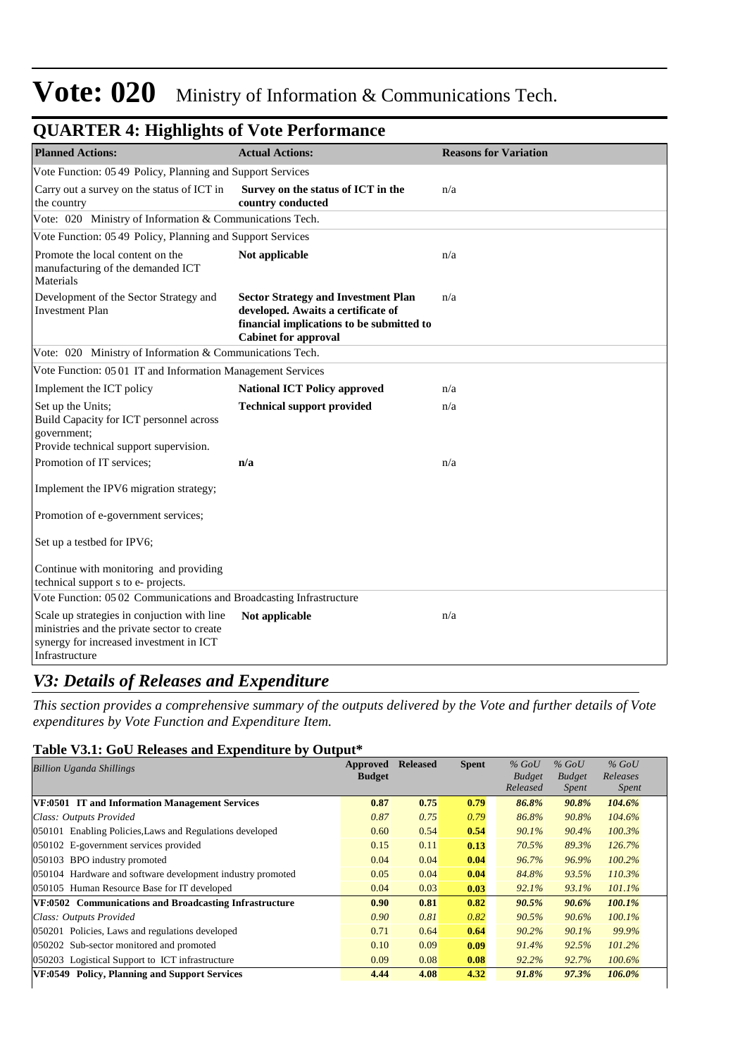# Vote: 020 Ministry of Information & Communications Tech.

## QUARTER 4: Highlights of Vote Performance

| Planned Actions: | Actual Actions: | Reasons for Variation |
|---|---|---|
| Vote Function: 05 49 Policy, Planning and Support Services | | |
| Carry out a survey on the status of ICT in the country | **Survey on the status of ICT in the country conducted** | n/a |
| Vote: 020 Ministry of Information & Communications Tech. | | |
| Vote Function: 05 49 Policy, Planning and Support Services | | |
| Promote the local content on the manufacturing of the demanded ICT Materials | **Not applicable** | n/a |
| Development of the Sector Strategy and Investment Plan | **Sector Strategy and Investment Plan developed. Awaits a certificate of financial implications to be submitted to Cabinet for approval** | n/a |
| Vote: 020 Ministry of Information & Communications Tech. | | |
| Vote Function: 05 01 IT and Information Management Services | | |
| Implement the ICT policy | **National ICT Policy approved** | n/a |
| Set up the Units; Build Capacity for ICT personnel across government; Provide technical support supervision. | **Technical support provided** | n/a |
| Promotion of IT services; Implement the IPV6 migration strategy; Promotion of e-government services; Set up a testbed for IPV6; Continue with monitoring and providing technical support s to e- projects. | **n/a** | n/a |
| Vote Function: 05 02 Communications and Broadcasting Infrastructure | | |
| Scale up strategies in conjuction with line ministries and the private sector to create synergy for increased investment in ICT Infrastructure | **Not applicable** | n/a |

## *V3: Details of Releases and Expenditure*

*This section provides a comprehensive summary of the outputs delivered by the Vote and further details of Vote expenditures by Vote Function and Expenditure Item.*

### Table V3.1: GoU Releases and Expenditure by Output*

| *Billion Uganda Shillings* | Approved Budget | Released | Spent | *% GoU Budget Released* | *% GoU Budget Spent* | *% GoU Releases Spent* |
|---|---|---|---|---|---|---|
| **VF:0501 IT and Information Management Services** | **0.87** | **0.75** | **0.79** | ***86.8%*** | ***90.8%*** | ***104.6%*** |
| *Class: Outputs Provided* | *0.87* | *0.75* | *0.79* | *86.8%* | *90.8%* | *104.6%* |
| 050101 Enabling Policies,Laws and Regulations developed | 0.60 | 0.54 | **0.54** | *90.1%* | *90.4%* | *100.3%* |
| 050102 E-government services provided | 0.15 | 0.11 | **0.13** | *70.5%* | *89.3%* | *126.7%* |
| 050103 BPO industry promoted | 0.04 | 0.04 | **0.04** | *96.7%* | *96.9%* | *100.2%* |
| 050104 Hardware and software development industry promoted | 0.05 | 0.04 | **0.04** | *84.8%* | *93.5%* | *110.3%* |
| 050105 Human Resource Base for IT developed | 0.04 | 0.03 | **0.03** | *92.1%* | *93.1%* | *101.1%* |
| **VF:0502 Communications and Broadcasting Infrastructure** | **0.90** | **0.81** | **0.82** | ***90.5%*** | ***90.6%*** | ***100.1%*** |
| *Class: Outputs Provided* | *0.90* | *0.81* | *0.82* | *90.5%* | *90.6%* | *100.1%* |
| 050201 Policies, Laws and regulations developed | 0.71 | 0.64 | **0.64** | *90.2%* | *90.1%* | *99.9%* |
| 050202 Sub-sector monitored and promoted | 0.10 | 0.09 | **0.09** | *91.4%* | *92.5%* | *101.2%* |
| 050203 Logistical Support to ICT infrastructure | 0.09 | 0.08 | **0.08** | *92.2%* | *92.7%* | *100.6%* |
| **VF:0549 Policy, Planning and Support Services** | **4.44** | **4.08** | **4.32** | ***91.8%*** | ***97.3%*** | ***106.0%*** |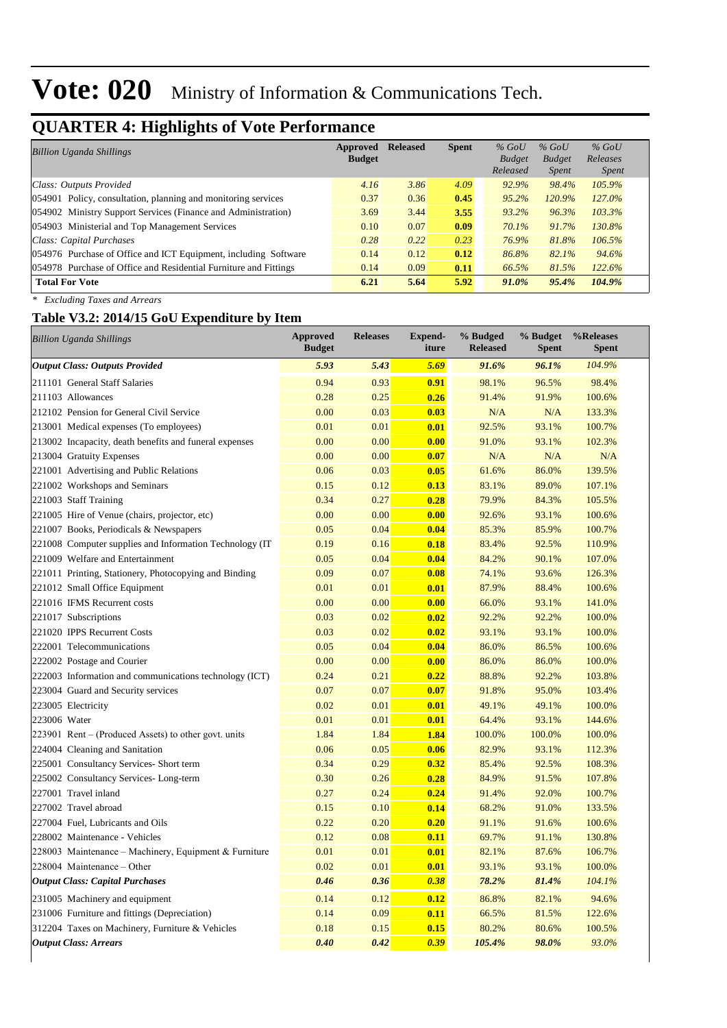# Vote: 020 Ministry of Information & Communications Tech.

## QUARTER 4: Highlights of Vote Performance

| *Billion Uganda Shillings* | Approved Budget | Released | Spent | *% GoU Budget Released* | *% GoU Budget Spent* | *% GoU Releases Spent* |
|---|---|---|---|---|---|---|
| *Class: Outputs Provided* | *4.16* | *3.86* | *4.09* | *92.9%* | *98.4%* | *105.9%* |
| 054901 Policy, consultation, planning and monitoring services | 0.37 | 0.36 | **0.45** | *95.2%* | *120.9%* | *127.0%* |
| 054902 Ministry Support Services (Finance and Administration) | 3.69 | 3.44 | **3.55** | *93.2%* | *96.3%* | *103.3%* |
| 054903 Ministerial and Top Management Services | 0.10 | 0.07 | **0.09** | *70.1%* | *91.7%* | *130.8%* |
| *Class: Capital Purchases* | *0.28* | *0.22* | *0.23* | *76.9%* | *81.8%* | *106.5%* |
| 054976 Purchase of Office and ICT Equipment, including Software | 0.14 | 0.12 | **0.12** | *86.8%* | *82.1%* | *94.6%* |
| 054978 Purchase of Office and Residential Furniture and Fittings | 0.14 | 0.09 | **0.11** | *66.5%* | *81.5%* | *122.6%* |
| **Total For Vote** | **6.21** | **5.64** | **5.92** | ***91.0%*** | ***95.4%*** | ***104.9%*** |

*\* Excluding Taxes and Arrears*

### Table V3.2: 2014/15 GoU Expenditure by Item

| *Billion Uganda Shillings* | Approved Budget | Releases | Expend-iture | % Budgeted Released | % Budget Spent | %Releases Spent |
|---|---|---|---|---|---|---|
| ***Output Class: Outputs Provided*** | ***5.93*** | ***5.43*** | ***5.69*** | ***91.6%*** | ***96.1%*** | *104.9%* |
| 211101 General Staff Salaries | 0.94 | 0.93 | **0.91** | 98.1% | 96.5% | 98.4% |
| 211103 Allowances | 0.28 | 0.25 | **0.26** | 91.4% | 91.9% | 100.6% |
| 212102 Pension for General Civil Service | 0.00 | 0.03 | **0.03** | N/A | N/A | 133.3% |
| 213001 Medical expenses (To employees) | 0.01 | 0.01 | **0.01** | 92.5% | 93.1% | 100.7% |
| 213002 Incapacity, death benefits and funeral expenses | 0.00 | 0.00 | **0.00** | 91.0% | 93.1% | 102.3% |
| 213004 Gratuity Expenses | 0.00 | 0.00 | **0.07** | N/A | N/A | N/A |
| 221001 Advertising and Public Relations | 0.06 | 0.03 | **0.05** | 61.6% | 86.0% | 139.5% |
| 221002 Workshops and Seminars | 0.15 | 0.12 | **0.13** | 83.1% | 89.0% | 107.1% |
| 221003 Staff Training | 0.34 | 0.27 | **0.28** | 79.9% | 84.3% | 105.5% |
| 221005 Hire of Venue (chairs, projector, etc) | 0.00 | 0.00 | **0.00** | 92.6% | 93.1% | 100.6% |
| 221007 Books, Periodicals & Newspapers | 0.05 | 0.04 | **0.04** | 85.3% | 85.9% | 100.7% |
| 221008 Computer supplies and Information Technology (IT | 0.19 | 0.16 | **0.18** | 83.4% | 92.5% | 110.9% |
| 221009 Welfare and Entertainment | 0.05 | 0.04 | **0.04** | 84.2% | 90.1% | 107.0% |
| 221011 Printing, Stationery, Photocopying and Binding | 0.09 | 0.07 | **0.08** | 74.1% | 93.6% | 126.3% |
| 221012 Small Office Equipment | 0.01 | 0.01 | **0.01** | 87.9% | 88.4% | 100.6% |
| 221016 IFMS Recurrent costs | 0.00 | 0.00 | **0.00** | 66.0% | 93.1% | 141.0% |
| 221017 Subscriptions | 0.03 | 0.02 | **0.02** | 92.2% | 92.2% | 100.0% |
| 221020 IPPS Recurrent Costs | 0.03 | 0.02 | **0.02** | 93.1% | 93.1% | 100.0% |
| 222001 Telecommunications | 0.05 | 0.04 | **0.04** | 86.0% | 86.5% | 100.6% |
| 222002 Postage and Courier | 0.00 | 0.00 | **0.00** | 86.0% | 86.0% | 100.0% |
| 222003 Information and communications technology (ICT) | 0.24 | 0.21 | **0.22** | 88.8% | 92.2% | 103.8% |
| 223004 Guard and Security services | 0.07 | 0.07 | **0.07** | 91.8% | 95.0% | 103.4% |
| 223005 Electricity | 0.02 | 0.01 | **0.01** | 49.1% | 49.1% | 100.0% |
| 223006 Water | 0.01 | 0.01 | **0.01** | 64.4% | 93.1% | 144.6% |
| 223901 Rent – (Produced Assets) to other govt. units | 1.84 | 1.84 | **1.84** | 100.0% | 100.0% | 100.0% |
| 224004 Cleaning and Sanitation | 0.06 | 0.05 | **0.06** | 82.9% | 93.1% | 112.3% |
| 225001 Consultancy Services- Short term | 0.34 | 0.29 | **0.32** | 85.4% | 92.5% | 108.3% |
| 225002 Consultancy Services- Long-term | 0.30 | 0.26 | **0.28** | 84.9% | 91.5% | 107.8% |
| 227001 Travel inland | 0.27 | 0.24 | **0.24** | 91.4% | 92.0% | 100.7% |
| 227002 Travel abroad | 0.15 | 0.10 | **0.14** | 68.2% | 91.0% | 133.5% |
| 227004 Fuel, Lubricants and Oils | 0.22 | 0.20 | **0.20** | 91.1% | 91.6% | 100.6% |
| 228002 Maintenance - Vehicles | 0.12 | 0.08 | **0.11** | 69.7% | 91.1% | 130.8% |
| 228003 Maintenance – Machinery, Equipment & Furniture | 0.01 | 0.01 | **0.01** | 82.1% | 87.6% | 106.7% |
| 228004 Maintenance – Other | 0.02 | 0.01 | **0.01** | 93.1% | 93.1% | 100.0% |
| ***Output Class: Capital Purchases*** | ***0.46*** | ***0.36*** | ***0.38*** | ***78.2%*** | ***81.4%*** | *104.1%* |
| 231005 Machinery and equipment | 0.14 | 0.12 | **0.12** | 86.8% | 82.1% | 94.6% |
| 231006 Furniture and fittings (Depreciation) | 0.14 | 0.09 | **0.11** | 66.5% | 81.5% | 122.6% |
| 312204 Taxes on Machinery, Furniture & Vehicles | 0.18 | 0.15 | **0.15** | 80.2% | 80.6% | 100.5% |
| ***Output Class: Arrears*** | ***0.40*** | ***0.42*** | ***0.39*** | ***105.4%*** | ***98.0%*** | *93.0%* |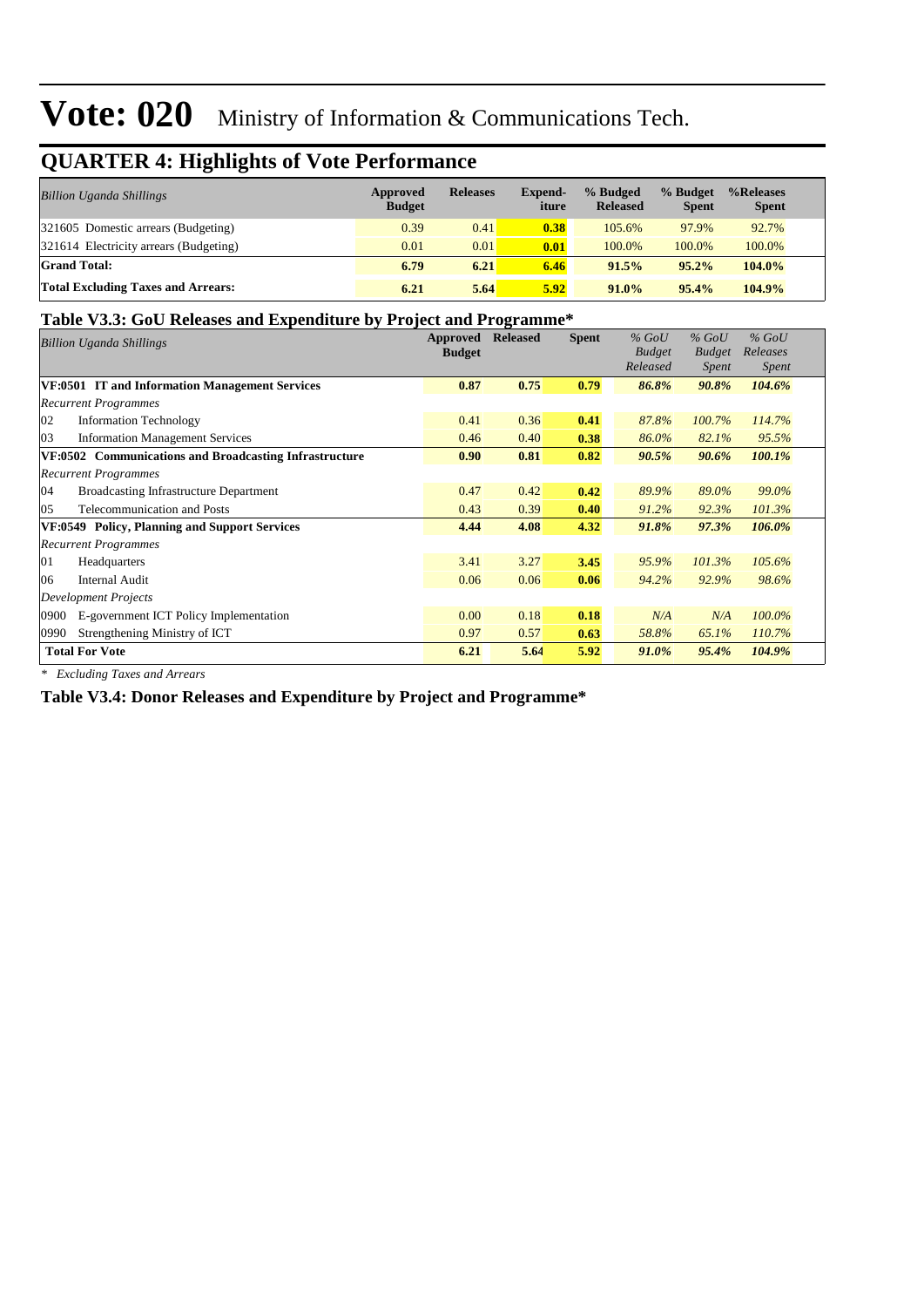# Vote: 020 Ministry of Information & Communications Tech.

## QUARTER 4: Highlights of Vote Performance

| *Billion Uganda Shillings* | Approved Budget | Releases | Expend-iture | % Budged Released | % Budget Spent | %Releases Spent |
|---|---|---|---|---|---|---|
| 321605 Domestic arrears (Budgeting) | 0.39 | 0.41 | **0.38** | 105.6% | 97.9% | 92.7% |
| 321614 Electricity arrears (Budgeting) | 0.01 | 0.01 | **0.01** | 100.0% | 100.0% | 100.0% |
| **Grand Total:** | **6.79** | **6.21** | **6.46** | **91.5%** | **95.2%** | **104.0%** |
| **Total Excluding Taxes and Arrears:** | **6.21** | **5.64** | **5.92** | **91.0%** | **95.4%** | **104.9%** |

### Table V3.3: GoU Releases and Expenditure by Project and Programme*

| *Billion Uganda Shillings* | Approved Budget | Released | Spent | *% GoU Budget Released* | *% GoU Budget Spent* | *% GoU Releases Spent* |
|---|---|---|---|---|---|---|
| **VF:0501 IT and Information Management Services** | **0.87** | **0.75** | **0.79** | ***86.8%*** | ***90.8%*** | ***104.6%*** |
| *Recurrent Programmes* | | | | | | |
| 02 Information Technology | 0.41 | 0.36 | **0.41** | *87.8%* | *100.7%* | *114.7%* |
| 03 Information Management Services | 0.46 | 0.40 | **0.38** | *86.0%* | *82.1%* | *95.5%* |
| **VF:0502 Communications and Broadcasting Infrastructure** | **0.90** | **0.81** | **0.82** | ***90.5%*** | ***90.6%*** | ***100.1%*** |
| *Recurrent Programmes* | | | | | | |
| 04 Broadcasting Infrastructure Department | 0.47 | 0.42 | **0.42** | *89.9%* | *89.0%* | *99.0%* |
| 05 Telecommunication and Posts | 0.43 | 0.39 | **0.40** | *91.2%* | *92.3%* | *101.3%* |
| **VF:0549 Policy, Planning and Support Services** | **4.44** | **4.08** | **4.32** | ***91.8%*** | ***97.3%*** | ***106.0%*** |
| *Recurrent Programmes* | | | | | | |
| 01 Headquarters | 3.41 | 3.27 | **3.45** | *95.9%* | *101.3%* | *105.6%* |
| 06 Internal Audit | 0.06 | 0.06 | **0.06** | *94.2%* | *92.9%* | *98.6%* |
| *Development Projects* | | | | | | |
| 0900 E-government ICT Policy Implementation | 0.00 | 0.18 | **0.18** | *N/A* | *N/A* | *100.0%* |
| 0990 Strengthening Ministry of ICT | 0.97 | 0.57 | **0.63** | *58.8%* | *65.1%* | *110.7%* |
| **Total For Vote** | **6.21** | **5.64** | **5.92** | ***91.0%*** | ***95.4%*** | ***104.9%*** |

* *Excluding Taxes and Arrears*

### Table V3.4: Donor Releases and Expenditure by Project and Programme*